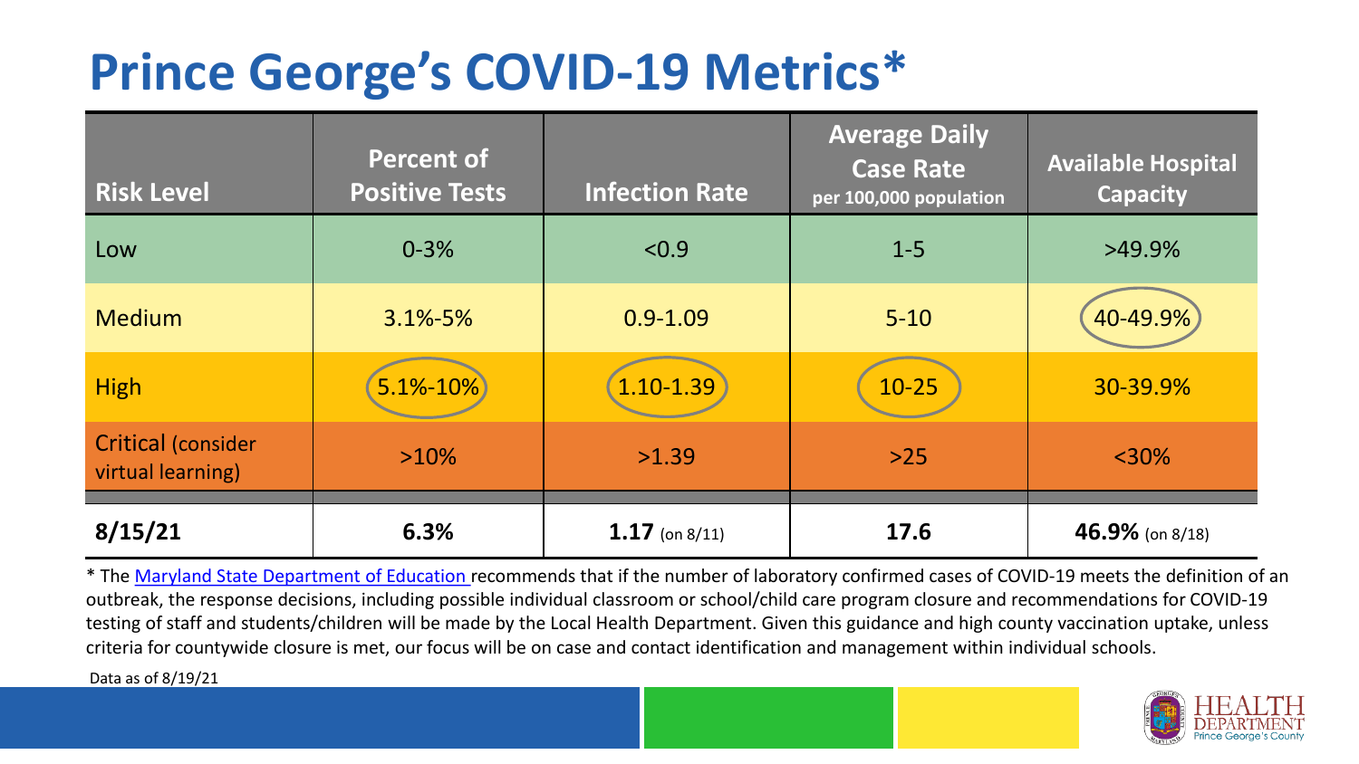# Prince George's COVID-19 Metrics*

| Risk Level | Percent of Positive Tests | Infection Rate | Average Daily Case Rate per 100,000 population | Available Hospital Capacity |
|---|---|---|---|---|
| Low | 0-3% | <0.9 | 1-5 | >49.9% |
| Medium | 3.1%-5% | 0.9-1.09 | 5-10 | 40-49.9% |
| High | 5.1%-10% | 1.10-1.39 | 10-25 | 30-39.9% |
| Critical (consider virtual learning) | >10% | >1.39 | >25 | <30% |
| **8/15/21** | **6.3%** | **1.17** (on 8/11) | **17.6** | **46.9%** (on 8/18) |

* The Maryland State Department of Education recommends that if the number of laboratory confirmed cases of COVID-19 meets the definition of an outbreak, the response decisions, including possible individual classroom or school/child care program closure and recommendations for COVID-19 testing of staff and students/children will be made by the Local Health Department. Given this guidance and high county vaccination uptake, unless criteria for countywide closure is met, our focus will be on case and contact identification and management within individual schools.

Data as of 8/19/21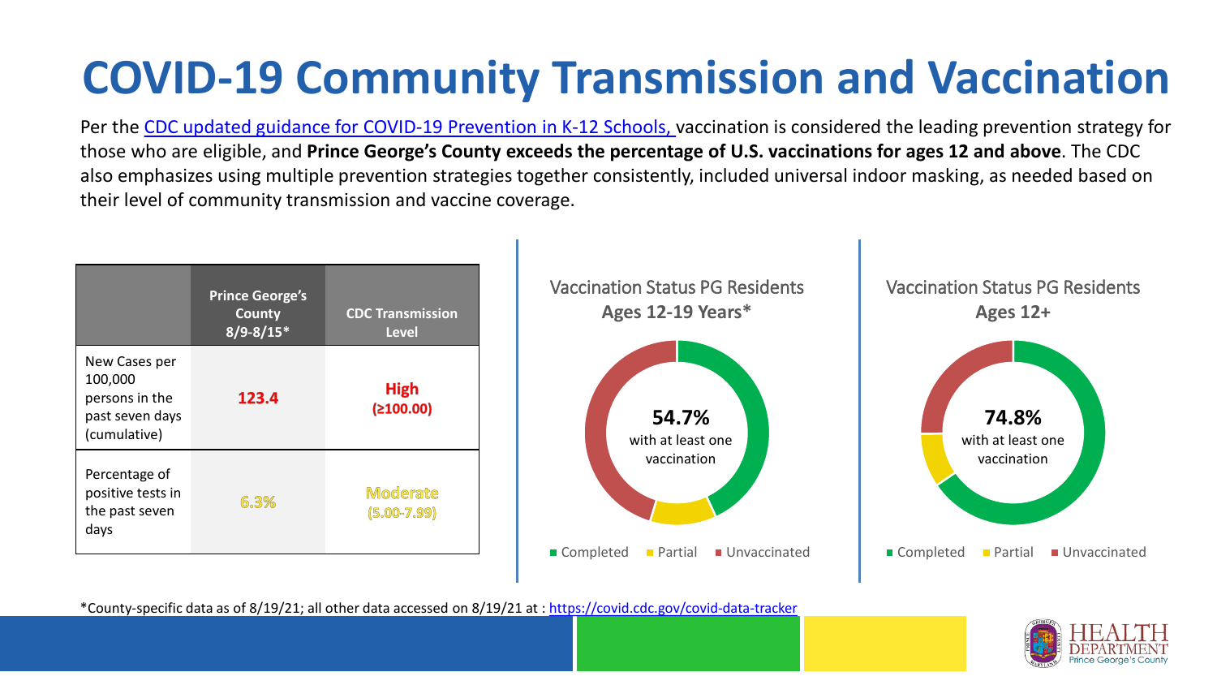# COVID-19 Community Transmission and Vaccination

Per the [CDC updated guidance for COVID-19 Prevention in K-12 Schools,](#) vaccination is considered the leading prevention strategy for those who are eligible, and **Prince George's County exceeds the percentage of U.S. vaccinations for ages 12 and above**. The CDC also emphasizes using multiple prevention strategies together consistently, included universal indoor masking, as needed based on their level of community transmission and vaccine coverage.

| | Prince George's County 8/9-8/15* | CDC Transmission Level |
|---|---|---|
| New Cases per 100,000 persons in the past seven days (cumulative) | **123.4** | **High (≥100.00)** |
| Percentage of positive tests in the past seven days | 6.3% | Moderate (5.00-7.99) |

Vaccination Status PG Residents
**Ages 12-19 Years***

**54.7%** with at least one vaccination

Completed | Partial | Unvaccinated

Vaccination Status PG Residents
**Ages 12+**

**74.8%** with at least one vaccination

Completed | Partial | Unvaccinated

*County-specific data as of 8/19/21; all other data accessed on 8/19/21 at : https://covid.cdc.gov/covid-data-tracker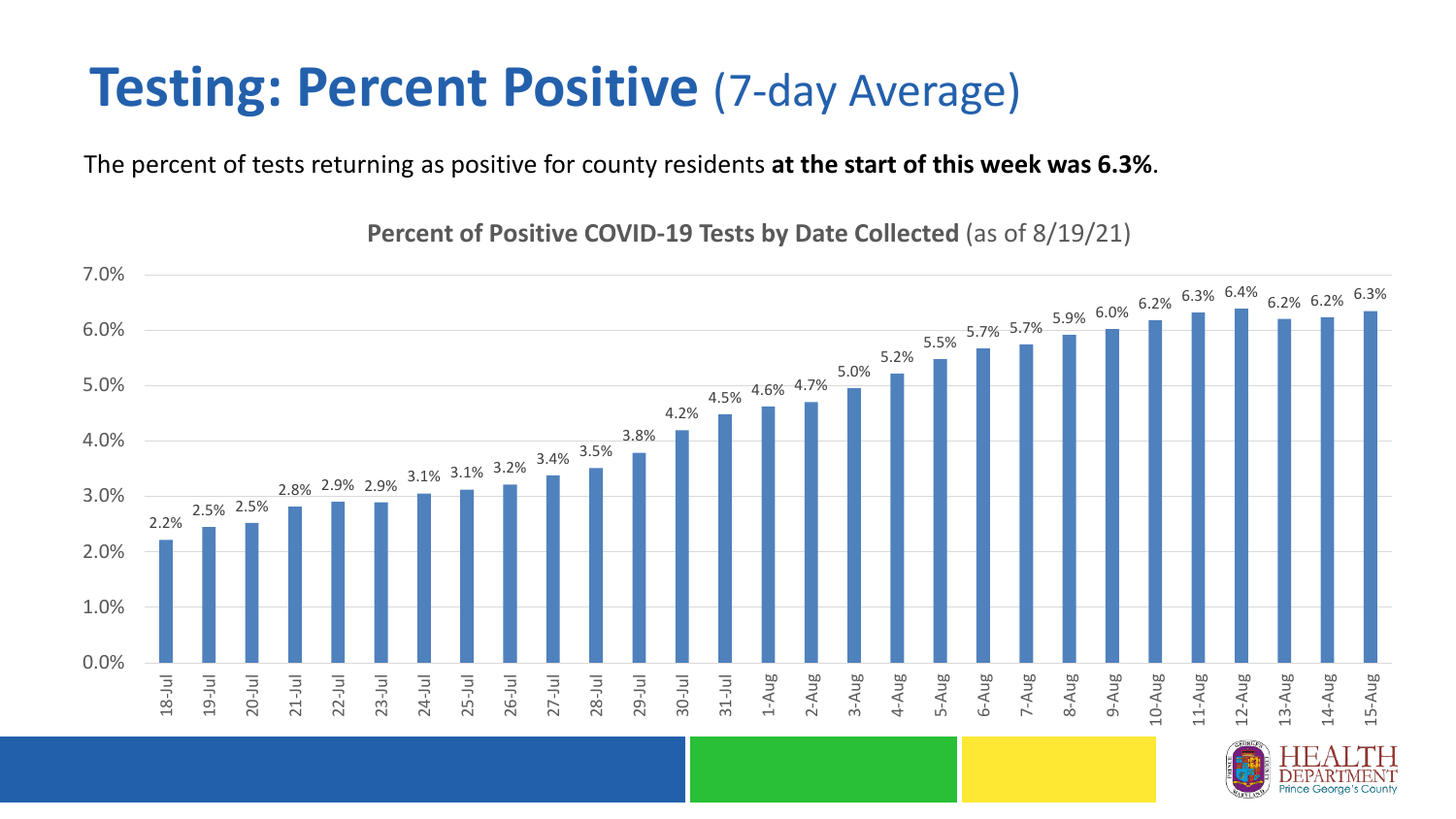# Testing: Percent Positive (7-day Average)

The percent of tests returning as positive for county residents **at the start of this week was 6.3%**.

**Percent of Positive COVID-19 Tests by Date Collected** (as of 8/19/21)

| Date | Percent Positive |
|---|---|
| 18-Jul | 2.2% |
| 19-Jul | 2.5% |
| 20-Jul | 2.5% |
| 21-Jul | 2.8% |
| 22-Jul | 2.9% |
| 23-Jul | 2.9% |
| 24-Jul | 3.1% |
| 25-Jul | 3.1% |
| 26-Jul | 3.2% |
| 27-Jul | 3.4% |
| 28-Jul | 3.5% |
| 29-Jul | 3.8% |
| 30-Jul | 4.2% |
| 31-Jul | 4.5% |
| 1-Aug | 4.6% |
| 2-Aug | 4.7% |
| 3-Aug | 5.0% |
| 4-Aug | 5.2% |
| 5-Aug | 5.5% |
| 6-Aug | 5.7% |
| 7-Aug | 5.7% |
| 8-Aug | 5.9% |
| 9-Aug | 6.0% |
| 10-Aug | 6.2% |
| 11-Aug | 6.3% |
| 12-Aug | 6.4% |
| 13-Aug | 6.2% |
| 14-Aug | 6.2% |
| 15-Aug | 6.3% |

HEALTH DEPARTMENT Prince George's County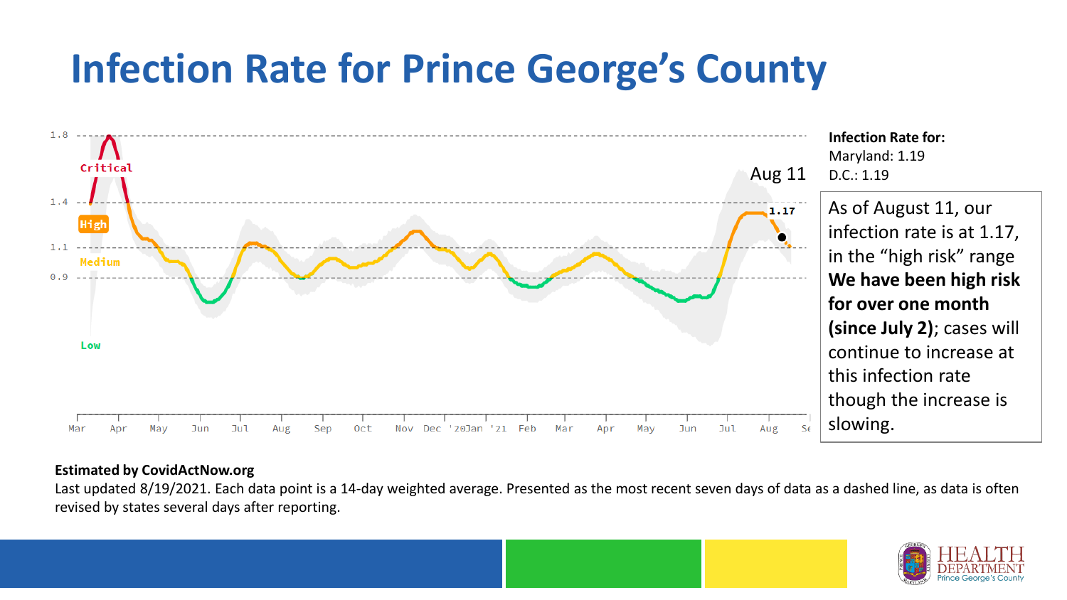# Infection Rate for Prince George's County

**Infection Rate for:**
Maryland: 1.19
D.C.: 1.19

As of August 11, our infection rate is at 1.17, in the "high risk" range **We have been high risk for over one month (since July 2)**; cases will continue to increase at this infection rate though the increase is slowing.

**Estimated by CovidActNow.org**

Last updated 8/19/2021. Each data point is a 14-day weighted average. Presented as the most recent seven days of data as a dashed line, as data is often revised by states several days after reporting.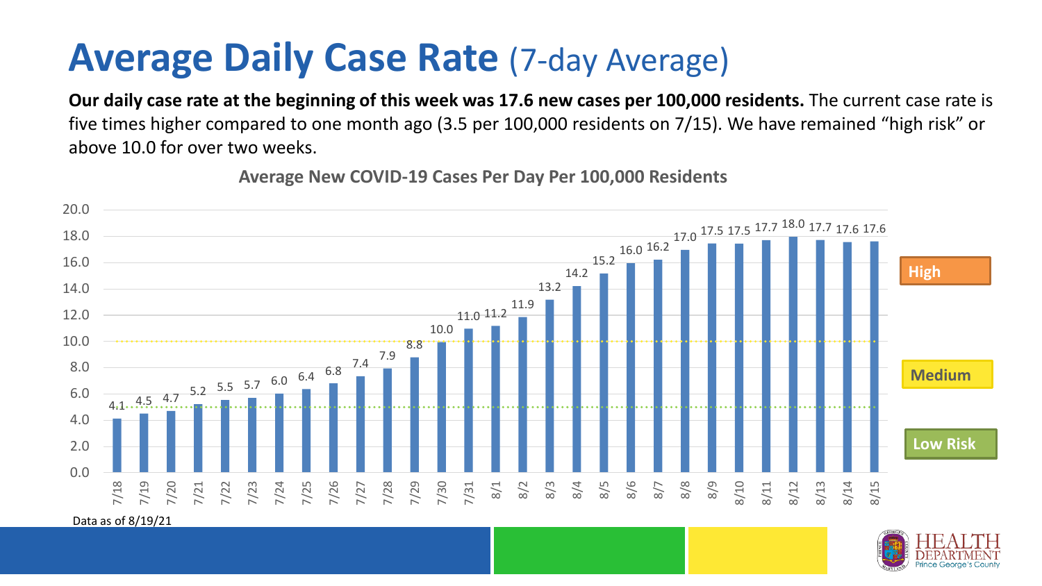# Average Daily Case Rate (7-day Average)

**Our daily case rate at the beginning of this week was 17.6 new cases per 100,000 residents.** The current case rate is five times higher compared to one month ago (3.5 per 100,000 residents on 7/15). We have remained "high risk" or above 10.0 for over two weeks.

**Average New COVID-19 Cases Per Day Per 100,000 Residents**

| Date | Cases per 100,000 |
|---|---|
| 7/18 | 4.1 |
| 7/19 | 4.5 |
| 7/20 | 4.7 |
| 7/21 | 5.2 |
| 7/22 | 5.5 |
| 7/23 | 5.7 |
| 7/24 | 6.0 |
| 7/25 | 6.4 |
| 7/26 | 6.8 |
| 7/27 | 7.4 |
| 7/28 | 7.9 |
| 7/29 | 8.8 |
| 7/30 | 10.0 |
| 7/31 | 11.0 |
| 8/1 | 11.2 |
| 8/2 | 11.9 |
| 8/3 | 13.2 |
| 8/4 | 14.2 |
| 8/5 | 15.2 |
| 8/6 | 16.0 |
| 8/7 | 16.2 |
| 8/8 | 17.0 |
| 8/9 | 17.5 |
| 8/10 | 17.5 |
| 8/11 | 17.7 |
| 8/12 | 18.0 |
| 8/13 | 17.7 |
| 8/14 | 17.6 |
| 8/15 | 17.6 |

Risk levels: High (above 10.0), Medium (5.0–10.0), Low Risk (below 5.0)

Data as of 8/19/21

HEALTH DEPARTMENT Prince George's County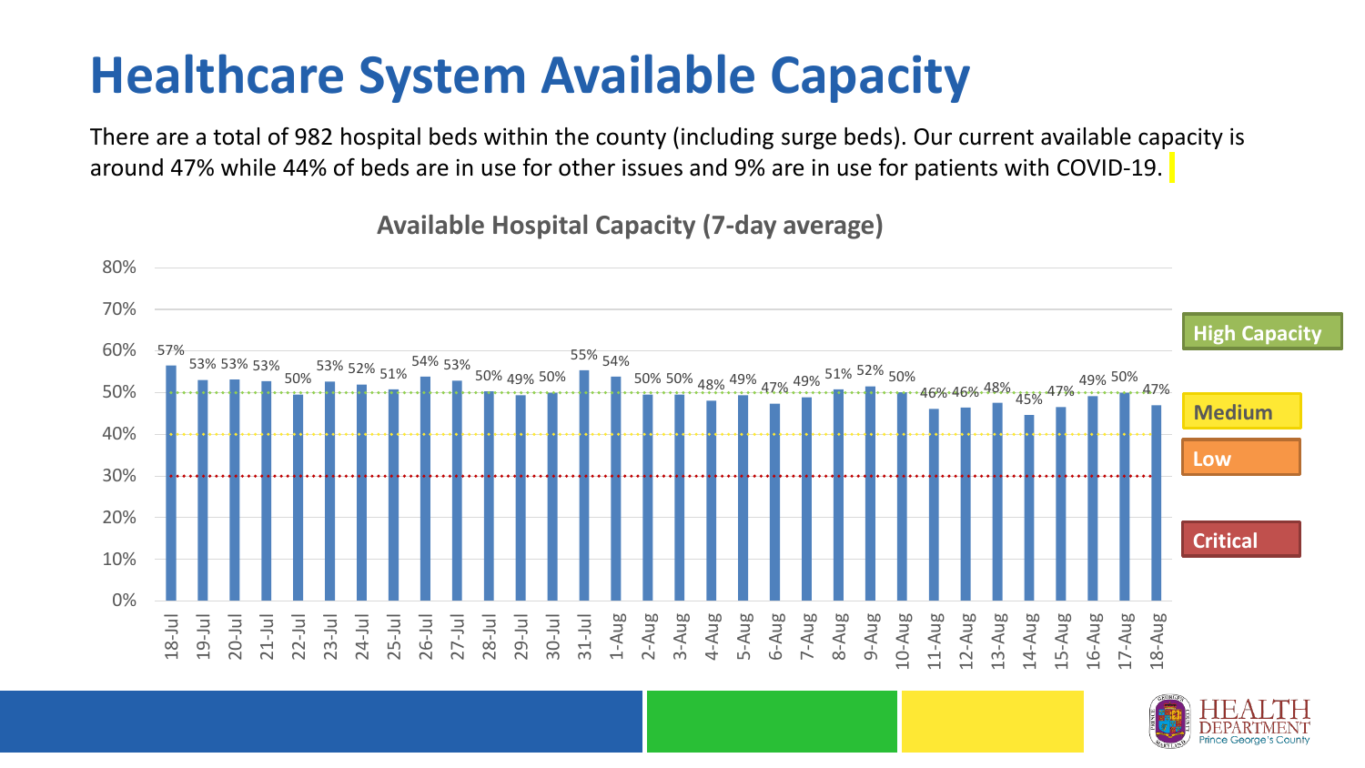# Healthcare System Available Capacity

There are a total of 982 hospital beds within the county (including surge beds). Our current available capacity is around 47% while 44% of beds are in use for other issues and 9% are in use for patients with COVID-19.

**Available Hospital Capacity (7-day average)**

80%
70%
60%
50%
40%
30%
20%
10%
0%

57% 53% 53% 53% 50% 53% 52% 51% 54% 53% 50% 49% 50% 55% 54% 50% 50% 48% 49% 47% 49% 51% 52% 50% 46% 46% 48% 45% 47% 49% 50% 47%

18-Jul 19-Jul 20-Jul 21-Jul 22-Jul 23-Jul 24-Jul 25-Jul 26-Jul 27-Jul 28-Jul 29-Jul 30-Jul 31-Jul 1-Aug 2-Aug 3-Aug 4-Aug 5-Aug 6-Aug 7-Aug 8-Aug 9-Aug 10-Aug 11-Aug 12-Aug 13-Aug 14-Aug 15-Aug 16-Aug 17-Aug 18-Aug

High Capacity
Medium
Low
Critical

HEALTH DEPARTMENT
Prince George's County